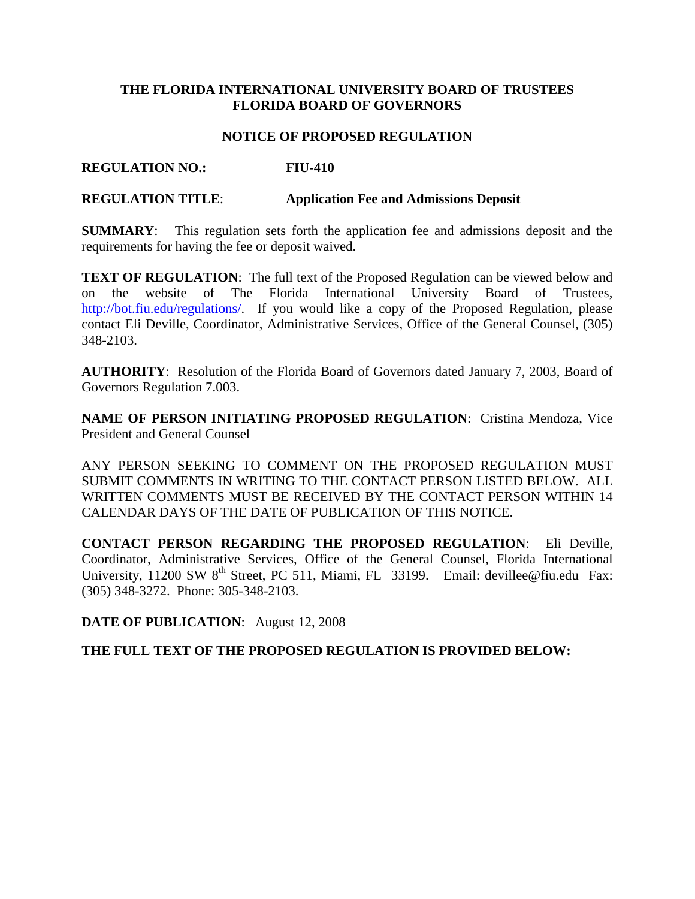**THE FLORIDA INTERNATIONAL UNIVERSITY BOARD OF TRUSTEES**
**FLORIDA BOARD OF GOVERNORS**

**NOTICE OF PROPOSED REGULATION**

**REGULATION NO.:** **FIU-410**

**REGULATION TITLE**: **Application Fee and Admissions Deposit**

**SUMMARY**: This regulation sets forth the application fee and admissions deposit and the requirements for having the fee or deposit waived.

**TEXT OF REGULATION**: The full text of the Proposed Regulation can be viewed below and on the website of The Florida International University Board of Trustees, http://bot.fiu.edu/regulations/. If you would like a copy of the Proposed Regulation, please contact Eli Deville, Coordinator, Administrative Services, Office of the General Counsel, (305) 348-2103.

**AUTHORITY**: Resolution of the Florida Board of Governors dated January 7, 2003, Board of Governors Regulation 7.003.

**NAME OF PERSON INITIATING PROPOSED REGULATION**: Cristina Mendoza, Vice President and General Counsel

ANY PERSON SEEKING TO COMMENT ON THE PROPOSED REGULATION MUST SUBMIT COMMENTS IN WRITING TO THE CONTACT PERSON LISTED BELOW. ALL WRITTEN COMMENTS MUST BE RECEIVED BY THE CONTACT PERSON WITHIN 14 CALENDAR DAYS OF THE DATE OF PUBLICATION OF THIS NOTICE.

**CONTACT PERSON REGARDING THE PROPOSED REGULATION**: Eli Deville, Coordinator, Administrative Services, Office of the General Counsel, Florida International University, 11200 SW 8th Street, PC 511, Miami, FL 33199. Email: devillee@fiu.edu Fax: (305) 348-3272. Phone: 305-348-2103.

**DATE OF PUBLICATION**: August 12, 2008

**THE FULL TEXT OF THE PROPOSED REGULATION IS PROVIDED BELOW:**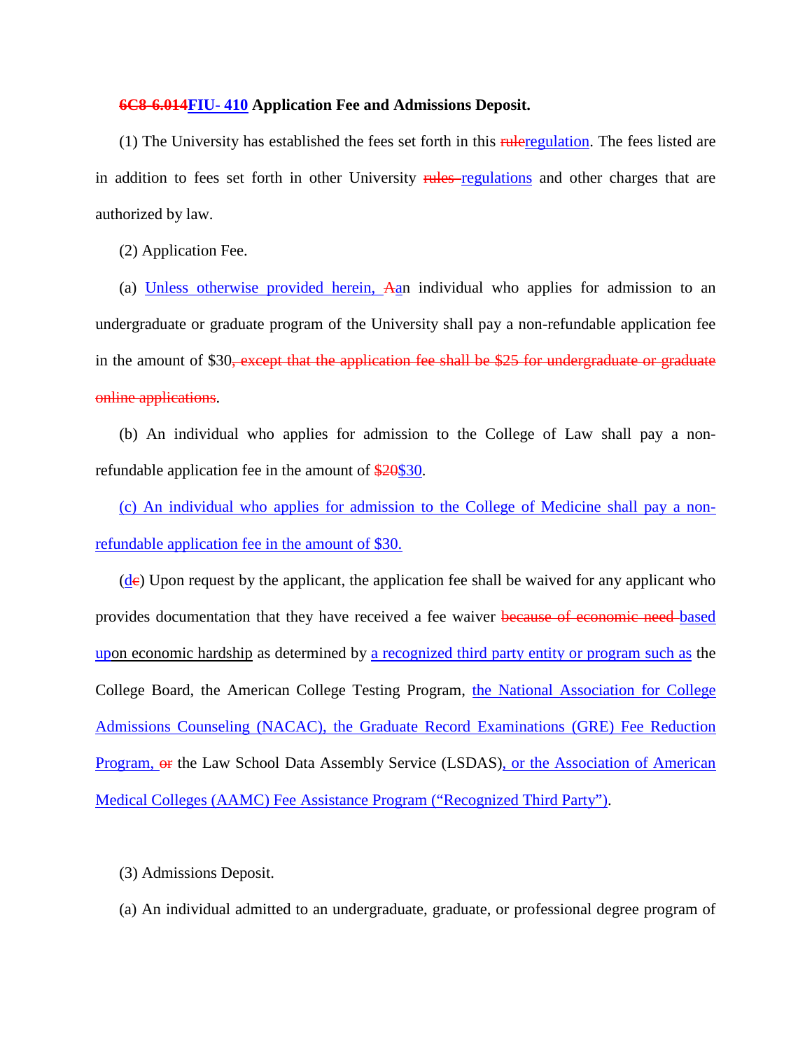**~~6C8-6.014~~FIU- 410 Application Fee and Admissions Deposit.**

(1) The University has established the fees set forth in this ~~rule~~regulation. The fees listed are in addition to fees set forth in other University ~~rules~~ regulations and other charges that are authorized by law.

(2) Application Fee.

(a) Unless otherwise provided herein, ~~A~~an individual who applies for admission to an undergraduate or graduate program of the University shall pay a non-refundable application fee in the amount of $30~~, except that the application fee shall be $25 for undergraduate or graduate online applications~~.

(b) An individual who applies for admission to the College of Law shall pay a non-refundable application fee in the amount of ~~$20~~$30.

(c) An individual who applies for admission to the College of Medicine shall pay a non-refundable application fee in the amount of $30.

(d~~c~~) Upon request by the applicant, the application fee shall be waived for any applicant who provides documentation that they have received a fee waiver ~~because of economic need~~ based upon economic hardship as determined by a recognized third party entity or program such as the College Board, the American College Testing Program, the National Association for College Admissions Counseling (NACAC), the Graduate Record Examinations (GRE) Fee Reduction Program, ~~or~~ the Law School Data Assembly Service (LSDAS), or the Association of American Medical Colleges (AAMC) Fee Assistance Program ("Recognized Third Party").

(3) Admissions Deposit.

(a) An individual admitted to an undergraduate, graduate, or professional degree program of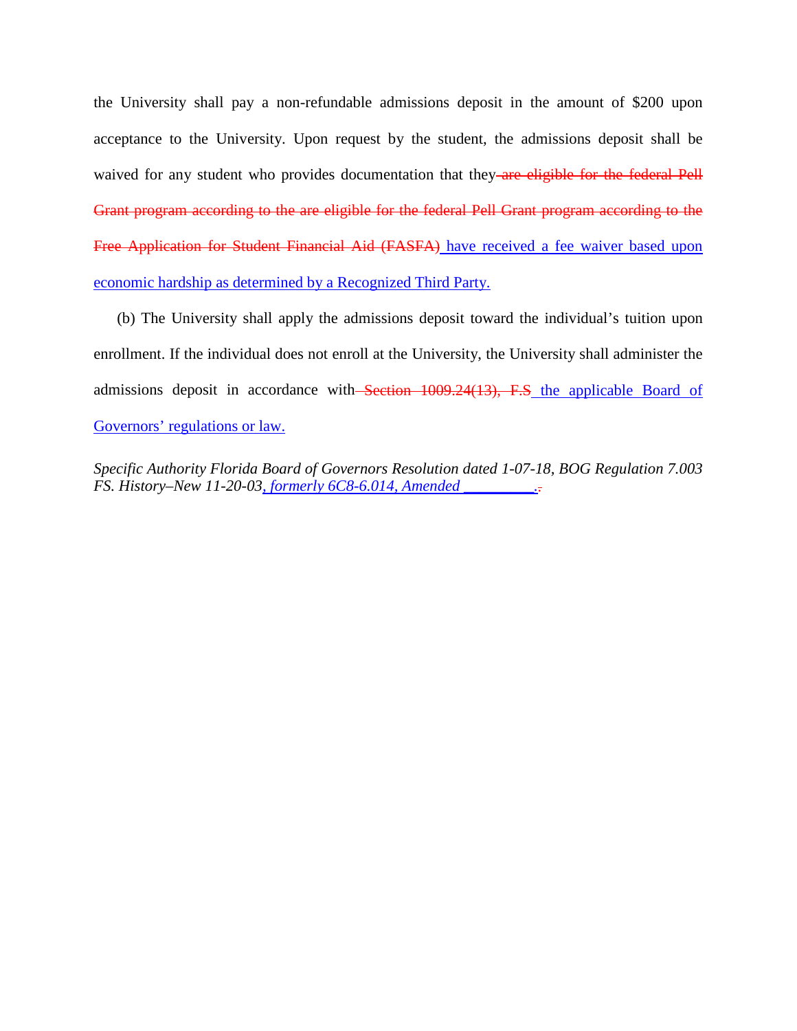the University shall pay a non-refundable admissions deposit in the amount of $200 upon acceptance to the University. Upon request by the student, the admissions deposit shall be waived for any student who provides documentation that they ~~are eligible for the federal Pell Grant program according to the are eligible for the federal Pell Grant program according to the Free Application for Student Financial Aid (FASFA)~~ <u>have received a fee waiver based upon economic hardship as determined by a Recognized Third Party.</u>

(b) The University shall apply the admissions deposit toward the individual's tuition upon enrollment. If the individual does not enroll at the University, the University shall administer the admissions deposit in accordance with ~~Section 1009.24(13), F.S~~ <u>the applicable Board of Governors' regulations or law.</u>

*Specific Authority Florida Board of Governors Resolution dated 1-07-18, BOG Regulation 7.003 FS. History–New 11-20-03<u>, formerly 6C8-6.014, Amended __________.</u>*